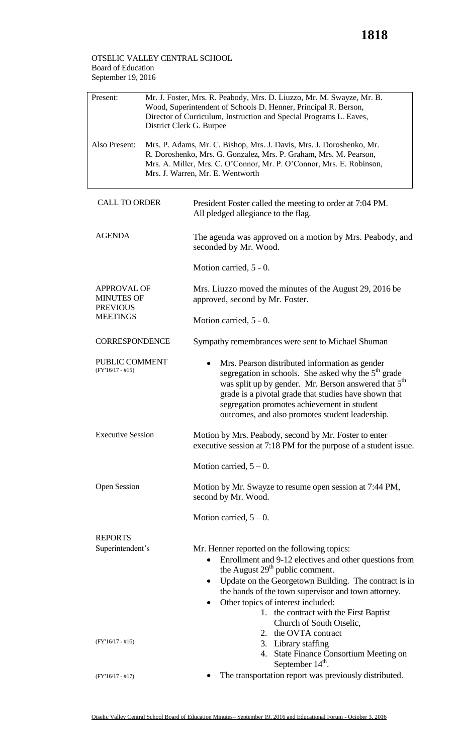OTSELIC VALLEY CENTRAL SCHOOL
Board of Education
September 19, 2016

| | |
|---|---|
| Present: | Mr. J. Foster, Mrs. R. Peabody, Mrs. D. Liuzzo, Mr. M. Swayze, Mr. B. Wood, Superintendent of Schools D. Henner, Principal R. Berson, Director of Curriculum, Instruction and Special Programs L. Eaves, District Clerk G. Burpee |
| Also Present: | Mrs. P. Adams, Mr. C. Bishop, Mrs. J. Davis, Mrs. J. Doroshenko, Mr. R. Doroshenko, Mrs. G. Gonzalez, Mrs. P. Graham, Mrs. M. Pearson, Mrs. A. Miller, Mrs. C. O'Connor, Mr. P. O'Connor, Mrs. E. Robinson, Mrs. J. Warren, Mr. E. Wentworth |

**CALL TO ORDER**

President Foster called the meeting to order at 7:04 PM. All pledged allegiance to the flag.

**AGENDA**

The agenda was approved on a motion by Mrs. Peabody, and seconded by Mr. Wood.

Motion carried, 5 - 0.

**APPROVAL OF MINUTES OF PREVIOUS MEETINGS**

Mrs. Liuzzo moved the minutes of the August 29, 2016 be approved, second by Mr. Foster.

Motion carried, 5 - 0.

**CORRESPONDENCE**

Sympathy remembrances were sent to Michael Shuman

**PUBLIC COMMENT**
(FY'16/17 - #15)

- Mrs. Pearson distributed information as gender segregation in schools. She asked why the 5th grade was split up by gender. Mr. Berson answered that 5th grade is a pivotal grade that studies have shown that segregation promotes achievement in student outcomes, and also promotes student leadership.

**Executive Session**

Motion by Mrs. Peabody, second by Mr. Foster to enter executive session at 7:18 PM for the purpose of a student issue.

Motion carried, 5 – 0.

**Open Session**

Motion by Mr. Swayze to resume open session at 7:44 PM, second by Mr. Wood.

Motion carried, 5 – 0.

**REPORTS**

**Superintendent's**

Mr. Henner reported on the following topics:

- Enrollment and 9-12 electives and other questions from the August 29th public comment.
- Update on the Georgetown Building. The contract is in the hands of the town supervisor and town attorney.
- Other topics of interest included:
  1. the contract with the First Baptist Church of South Otselic,
  2. the OVTA contract
  3. Library staffing
  4. State Finance Consortium Meeting on September 14th.

(FY'16/17 - #16)

(FY'16/17 - #17)

- The transportation report was previously distributed.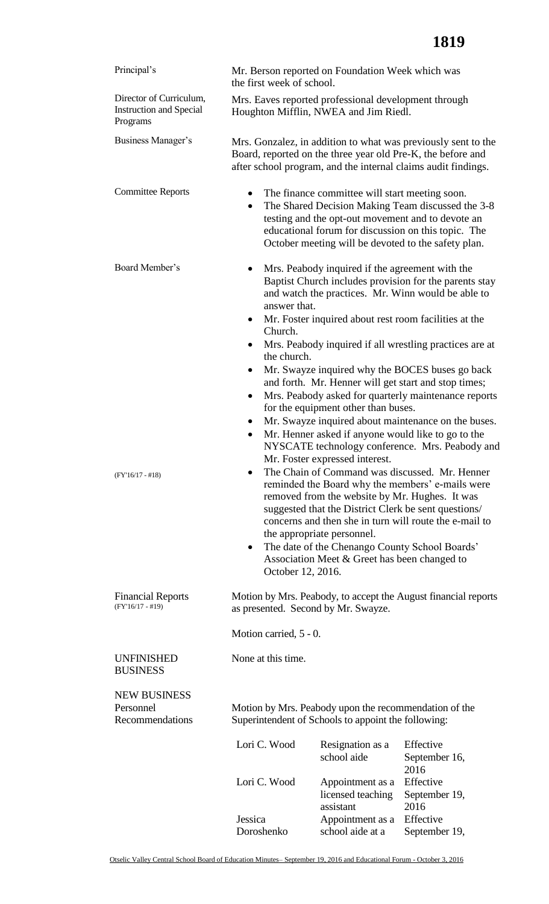**Principal's**

Mr. Berson reported on Foundation Week which was the first week of school.

**Director of Curriculum, Instruction and Special Programs**

Mrs. Eaves reported professional development through Houghton Mifflin, NWEA and Jim Riedl.

**Business Manager's**

Mrs. Gonzalez, in addition to what was previously sent to the Board, reported on the three year old Pre-K, the before and after school program, and the internal claims audit findings.

**Committee Reports**

- The finance committee will start meeting soon.
- The Shared Decision Making Team discussed the 3-8 testing and the opt-out movement and to devote an educational forum for discussion on this topic. The October meeting will be devoted to the safety plan.

**Board Member's**

- Mrs. Peabody inquired if the agreement with the Baptist Church includes provision for the parents stay and watch the practices. Mr. Winn would be able to answer that.
- Mr. Foster inquired about rest room facilities at the Church.
- Mrs. Peabody inquired if all wrestling practices are at the church.
- Mr. Swayze inquired why the BOCES buses go back and forth. Mr. Henner will get start and stop times;
- Mrs. Peabody asked for quarterly maintenance reports for the equipment other than buses.
- Mr. Swayze inquired about maintenance on the buses.
- Mr. Henner asked if anyone would like to go to the NYSCATE technology conference. Mrs. Peabody and Mr. Foster expressed interest.
- (FY'16/17 - #18) The Chain of Command was discussed. Mr. Henner reminded the Board why the members' e-mails were removed from the website by Mr. Hughes. It was suggested that the District Clerk be sent questions/ concerns and then she in turn will route the e-mail to the appropriate personnel.
- The date of the Chenango County School Boards' Association Meet & Greet has been changed to October 12, 2016.

**Financial Reports** (FY'16/17 - #19)

Motion by Mrs. Peabody, to accept the August financial reports as presented. Second by Mr. Swayze.

Motion carried, 5 - 0.

**UNFINISHED BUSINESS**

None at this time.

**NEW BUSINESS**

**Personnel Recommendations**

Motion by Mrs. Peabody upon the recommendation of the Superintendent of Schools to appoint the following:

| | | |
|---|---|---|
| Lori C. Wood | Resignation as a school aide | Effective September 16, 2016 |
| Lori C. Wood | Appointment as a licensed teaching assistant | Effective September 19, 2016 |
| Jessica Doroshenko | Appointment as a school aide at a | Effective September 19, |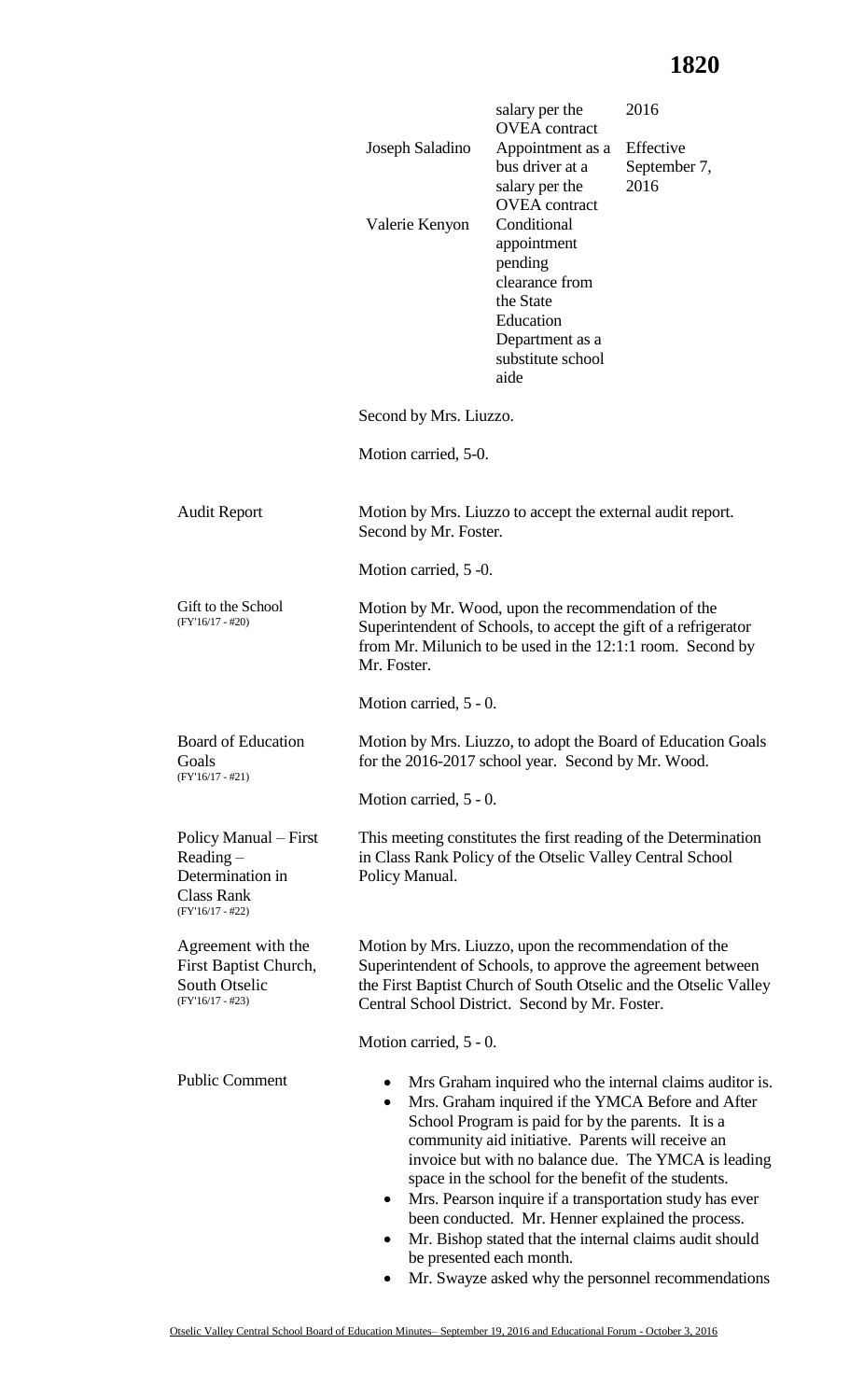| | | |
|---|---|---|
| | salary per the OVEA contract | 2016 |
| Joseph Saladino | Appointment as a bus driver at a salary per the OVEA contract | Effective September 7, 2016 |
| Valerie Kenyon | Conditional appointment pending clearance from the State Education Department as a substitute school aide | |

Second by Mrs. Liuzzo.

Motion carried, 5-0.

**Audit Report**

Motion by Mrs. Liuzzo to accept the external audit report. Second by Mr. Foster.

Motion carried, 5 -0.

**Gift to the School** (FY'16/17 - #20)

Motion by Mr. Wood, upon the recommendation of the Superintendent of Schools, to accept the gift of a refrigerator from Mr. Milunich to be used in the 12:1:1 room. Second by Mr. Foster.

Motion carried, 5 - 0.

**Board of Education Goals** (FY'16/17 - #21)

Motion by Mrs. Liuzzo, to adopt the Board of Education Goals for the 2016-2017 school year. Second by Mr. Wood.

Motion carried, 5 - 0.

**Policy Manual – First Reading – Determination in Class Rank** (FY'16/17 - #22)

This meeting constitutes the first reading of the Determination in Class Rank Policy of the Otselic Valley Central School Policy Manual.

**Agreement with the First Baptist Church, South Otselic** (FY'16/17 - #23)

Motion by Mrs. Liuzzo, upon the recommendation of the Superintendent of Schools, to approve the agreement between the First Baptist Church of South Otselic and the Otselic Valley Central School District. Second by Mr. Foster.

Motion carried, 5 - 0.

**Public Comment**

- Mrs Graham inquired who the internal claims auditor is.
- Mrs. Graham inquired if the YMCA Before and After School Program is paid for by the parents. It is a community aid initiative. Parents will receive an invoice but with no balance due. The YMCA is leading space in the school for the benefit of the students.
- Mrs. Pearson inquire if a transportation study has ever been conducted. Mr. Henner explained the process.
- Mr. Bishop stated that the internal claims audit should be presented each month.
- Mr. Swayze asked why the personnel recommendations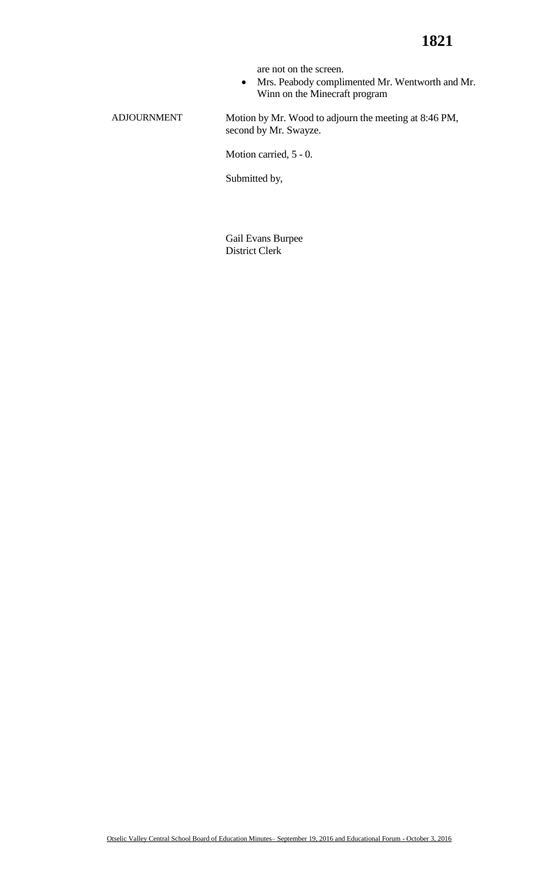are not on the screen.

- Mrs. Peabody complimented Mr. Wentworth and Mr. Winn on the Minecraft program

ADJOURNMENT

Motion by Mr. Wood to adjourn the meeting at 8:46 PM, second by Mr. Swayze.

Motion carried, 5 - 0.

Submitted by,

Gail Evans Burpee
District Clerk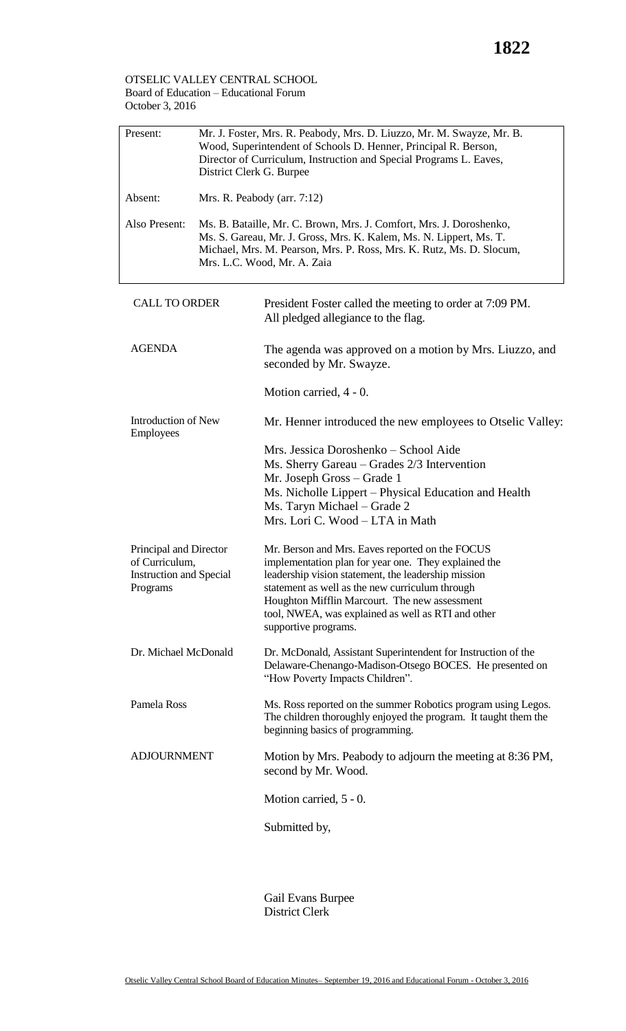OTSELIC VALLEY CENTRAL SCHOOL
Board of Education – Educational Forum
October 3, 2016

| | |
|---|---|
| Present: | Mr. J. Foster, Mrs. R. Peabody, Mrs. D. Liuzzo, Mr. M. Swayze, Mr. B. Wood, Superintendent of Schools D. Henner, Principal R. Berson, Director of Curriculum, Instruction and Special Programs L. Eaves, District Clerk G. Burpee |
| Absent: | Mrs. R. Peabody (arr. 7:12) |
| Also Present: | Ms. B. Bataille, Mr. C. Brown, Mrs. J. Comfort, Mrs. J. Doroshenko, Ms. S. Gareau, Mr. J. Gross, Mrs. K. Kalem, Ms. N. Lippert, Ms. T. Michael, Mrs. M. Pearson, Mrs. P. Ross, Mrs. K. Rutz, Ms. D. Slocum, Mrs. L.C. Wood, Mr. A. Zaia |

CALL TO ORDER

President Foster called the meeting to order at 7:09 PM. All pledged allegiance to the flag.

AGENDA

The agenda was approved on a motion by Mrs. Liuzzo, and seconded by Mr. Swayze.

Motion carried, 4 - 0.

Introduction of New Employees

Mr. Henner introduced the new employees to Otselic Valley:

Mrs. Jessica Doroshenko – School Aide
Ms. Sherry Gareau – Grades 2/3 Intervention
Mr. Joseph Gross – Grade 1
Ms. Nicholle Lippert – Physical Education and Health
Ms. Taryn Michael – Grade 2
Mrs. Lori C. Wood – LTA in Math

Principal and Director of Curriculum, Instruction and Special Programs

Mr. Berson and Mrs. Eaves reported on the FOCUS implementation plan for year one. They explained the leadership vision statement, the leadership mission statement as well as the new curriculum through Houghton Mifflin Marcourt. The new assessment tool, NWEA, was explained as well as RTI and other supportive programs.

Dr. Michael McDonald

Dr. McDonald, Assistant Superintendent for Instruction of the Delaware-Chenango-Madison-Otsego BOCES. He presented on "How Poverty Impacts Children".

Pamela Ross

Ms. Ross reported on the summer Robotics program using Legos. The children thoroughly enjoyed the program. It taught them the beginning basics of programming.

ADJOURNMENT

Motion by Mrs. Peabody to adjourn the meeting at 8:36 PM, second by Mr. Wood.

Motion carried, 5 - 0.

Submitted by,

Gail Evans Burpee
District Clerk